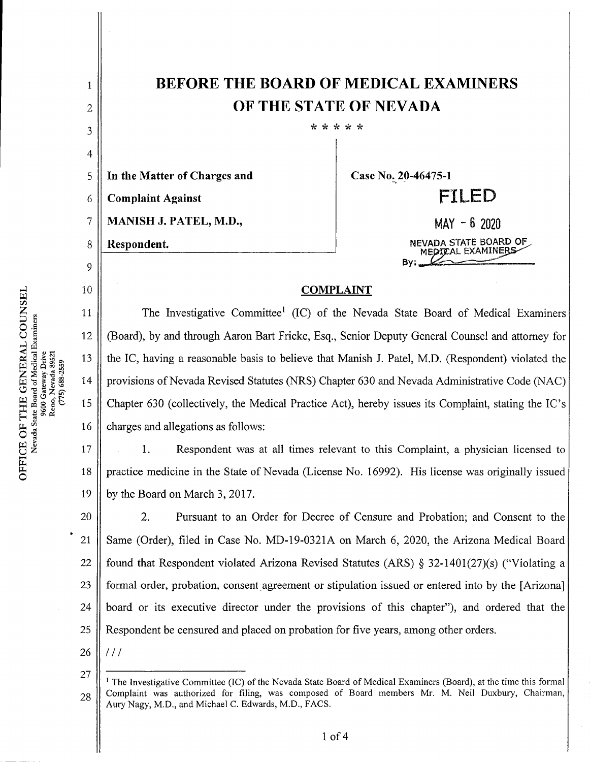# BEFORE THE BOARD OF MEDICAL EXAMINERS OF THE STATE OF NEVADA

\* \* \* \* \*

| | |
|---|---|
| **In the Matter of Charges and Complaint Against MANISH J. PATEL, M.D., Respondent.** | **Case No. 20-46475-1** |

**FILED**

MAY - 6 2020

NEVADA STATE BOARD OF MEDICAL EXAMINERS

By: ____________

OFFICE OF THE GENERAL COUNSEL
Nevada State Board of Medical Examiners
9600 Gateway Drive
Reno, Nevada 89521
(775) 688-2559

## COMPLAINT

The Investigative Committee[1] (IC) of the Nevada State Board of Medical Examiners (Board), by and through Aaron Bart Fricke, Esq., Senior Deputy General Counsel and attorney for the IC, having a reasonable basis to believe that Manish J. Patel, M.D. (Respondent) violated the provisions of Nevada Revised Statutes (NRS) Chapter 630 and Nevada Administrative Code (NAC) Chapter 630 (collectively, the Medical Practice Act), hereby issues its Complaint, stating the IC's charges and allegations as follows:

1. Respondent was at all times relevant to this Complaint, a physician licensed to practice medicine in the State of Nevada (License No. 16992). His license was originally issued by the Board on March 3, 2017.

2. Pursuant to an Order for Decree of Censure and Probation; and Consent to the Same (Order), filed in Case No. MD-19-0321A on March 6, 2020, the Arizona Medical Board found that Respondent violated Arizona Revised Statutes (ARS) § 32-1401(27)(s) ("Violating a formal order, probation, consent agreement or stipulation issued or entered into by the [Arizona] board or its executive director under the provisions of this chapter"), and ordered that the Respondent be censured and placed on probation for five years, among other orders.

/ / /

---

[1] The Investigative Committee (IC) of the Nevada State Board of Medical Examiners (Board), at the time this formal Complaint was authorized for filing, was composed of Board members Mr. M. Neil Duxbury, Chairman, Aury Nagy, M.D., and Michael C. Edwards, M.D., FACS.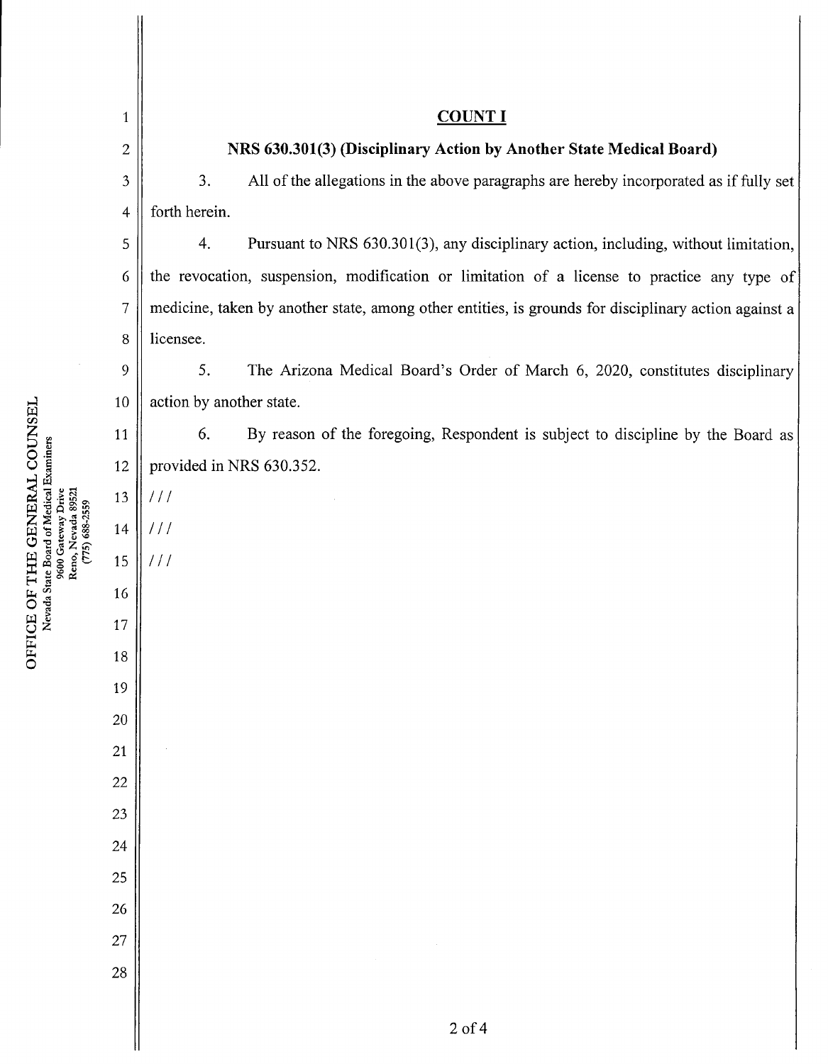## COUNT I

### NRS 630.301(3) (Disciplinary Action by Another State Medical Board)

3. All of the allegations in the above paragraphs are hereby incorporated as if fully set forth herein.

4. Pursuant to NRS 630.301(3), any disciplinary action, including, without limitation, the revocation, suspension, modification or limitation of a license to practice any type of medicine, taken by another state, among other entities, is grounds for disciplinary action against a licensee.

5. The Arizona Medical Board's Order of March 6, 2020, constitutes disciplinary action by another state.

6. By reason of the foregoing, Respondent is subject to discipline by the Board as provided in NRS 630.352.

///

///

///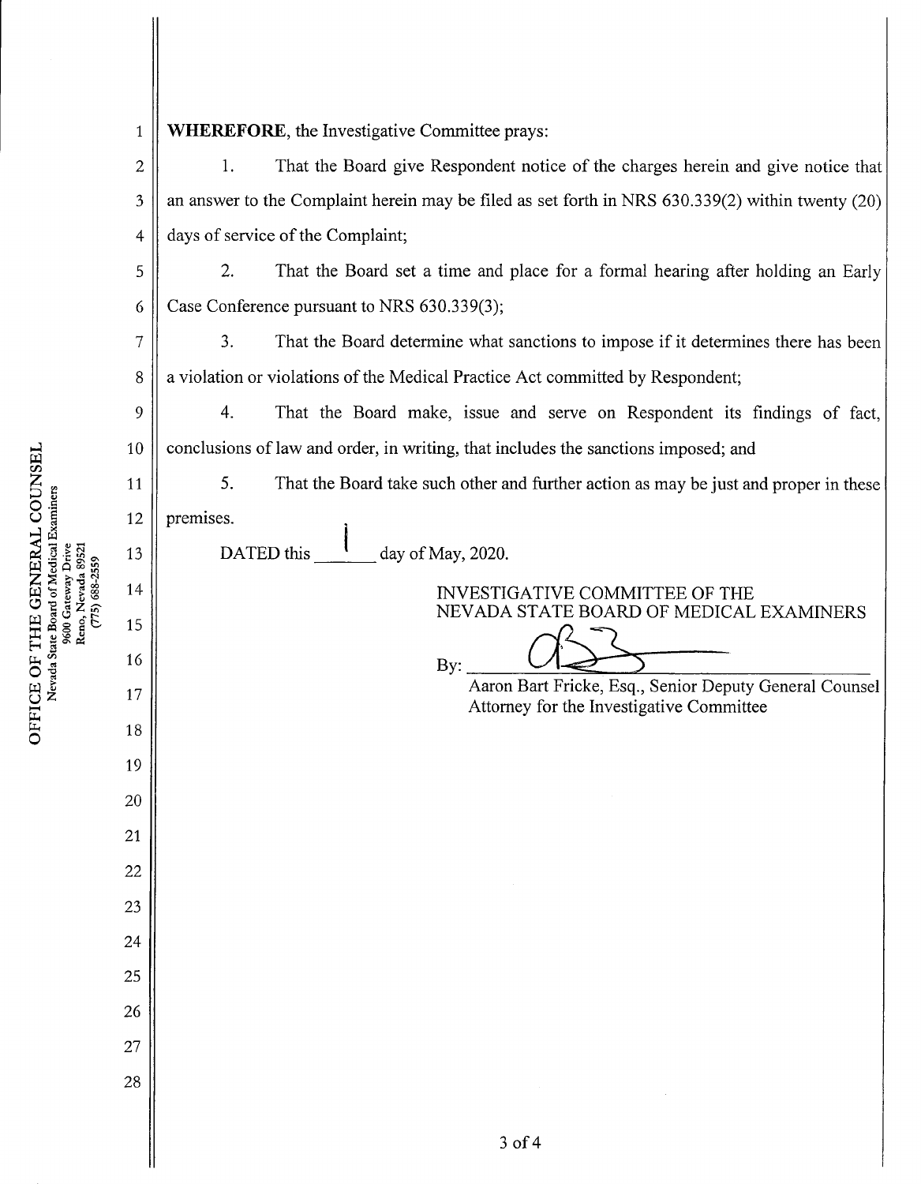**WHEREFORE**, the Investigative Committee prays:

1. That the Board give Respondent notice of the charges herein and give notice that an answer to the Complaint herein may be filed as set forth in NRS 630.339(2) within twenty (20) days of service of the Complaint;

2. That the Board set a time and place for a formal hearing after holding an Early Case Conference pursuant to NRS 630.339(3);

3. That the Board determine what sanctions to impose if it determines there has been a violation or violations of the Medical Practice Act committed by Respondent;

4. That the Board make, issue and serve on Respondent its findings of fact, conclusions of law and order, in writing, that includes the sanctions imposed; and

5. That the Board take such other and further action as may be just and proper in these premises.

DATED this 1 day of May, 2020.

INVESTIGATIVE COMMITTEE OF THE
NEVADA STATE BOARD OF MEDICAL EXAMINERS

By: ______________________________
Aaron Bart Fricke, Esq., Senior Deputy General Counsel
Attorney for the Investigative Committee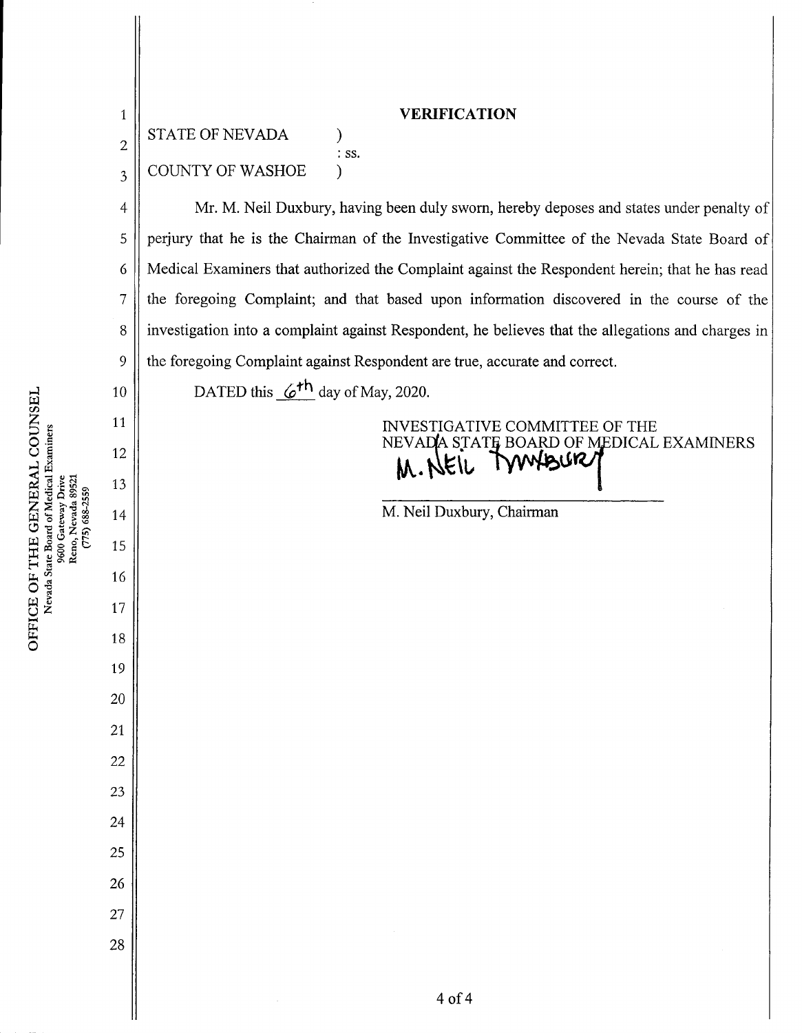## VERIFICATION

STATE OF NEVADA )
: ss.
COUNTY OF WASHOE )

Mr. M. Neil Duxbury, having been duly sworn, hereby deposes and states under penalty of perjury that he is the Chairman of the Investigative Committee of the Nevada State Board of Medical Examiners that authorized the Complaint against the Respondent herein; that he has read the foregoing Complaint; and that based upon information discovered in the course of the investigation into a complaint against Respondent, he believes that the allegations and charges in the foregoing Complaint against Respondent are true, accurate and correct.

DATED this 6th day of May, 2020.

INVESTIGATIVE COMMITTEE OF THE
NEVADA STATE BOARD OF MEDICAL EXAMINERS

M. Neil Duxbury

M. Neil Duxbury, Chairman

OFFICE OF THE GENERAL COUNSEL
Nevada State Board of Medical Examiners
9600 Gateway Drive
Reno, Nevada 89521
(775) 688-2559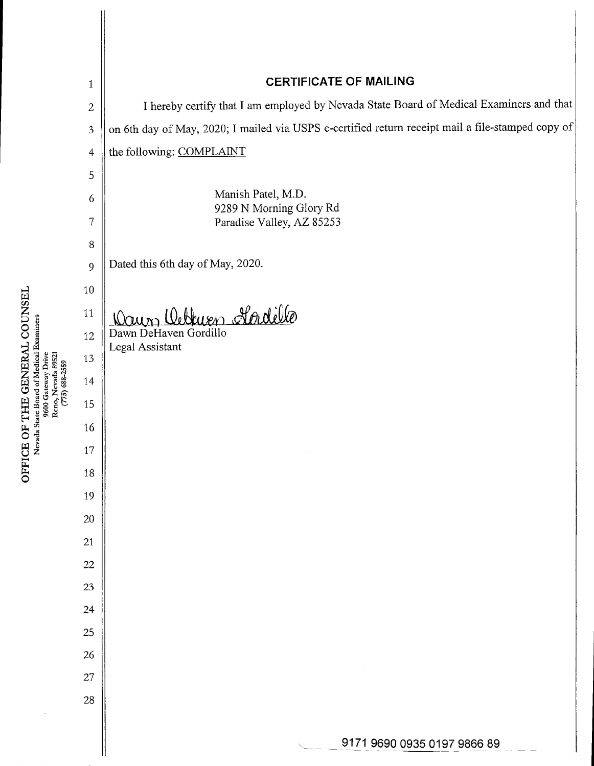## CERTIFICATE OF MAILING

I hereby certify that I am employed by Nevada State Board of Medical Examiners and that on 6th day of May, 2020; I mailed via USPS e-certified return receipt mail a file-stamped copy of the following: COMPLAINT

Manish Patel, M.D.
9289 N Morning Glory Rd
Paradise Valley, AZ 85253

Dated this 6th day of May, 2020.

Dawn DeHaven Gordillo

Dawn DeHaven Gordillo
Legal Assistant

OFFICE OF THE GENERAL COUNSEL
Nevada State Board of Medical Examiners
9600 Gateway Drive
Reno, Nevada 89521
(775) 688-2559

9171 9690 0935 0197 9866 89